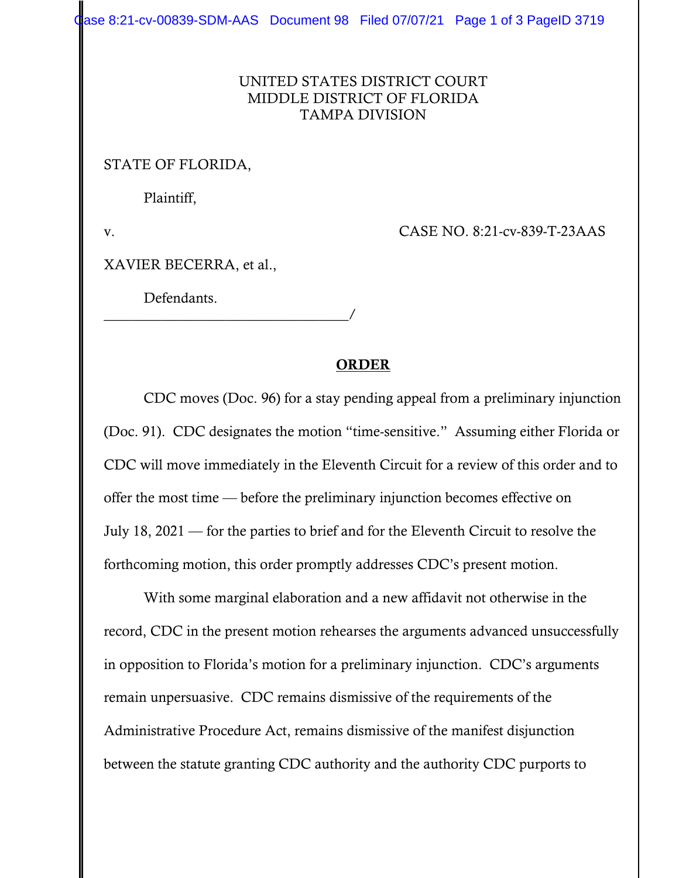UNITED STATES DISTRICT COURT
MIDDLE DISTRICT OF FLORIDA
TAMPA DIVISION

STATE OF FLORIDA,

Plaintiff,

v.

CASE NO. 8:21-cv-839-T-23AAS

XAVIER BECERRA, et al.,

Defendants.

__________________________________/

## ORDER

CDC moves (Doc. 96) for a stay pending appeal from a preliminary injunction (Doc. 91). CDC designates the motion "time-sensitive." Assuming either Florida or CDC will move immediately in the Eleventh Circuit for a review of this order and to offer the most time — before the preliminary injunction becomes effective on July 18, 2021 — for the parties to brief and for the Eleventh Circuit to resolve the forthcoming motion, this order promptly addresses CDC's present motion.

With some marginal elaboration and a new affidavit not otherwise in the record, CDC in the present motion rehearses the arguments advanced unsuccessfully in opposition to Florida's motion for a preliminary injunction. CDC's arguments remain unpersuasive. CDC remains dismissive of the requirements of the Administrative Procedure Act, remains dismissive of the manifest disjunction between the statute granting CDC authority and the authority CDC purports to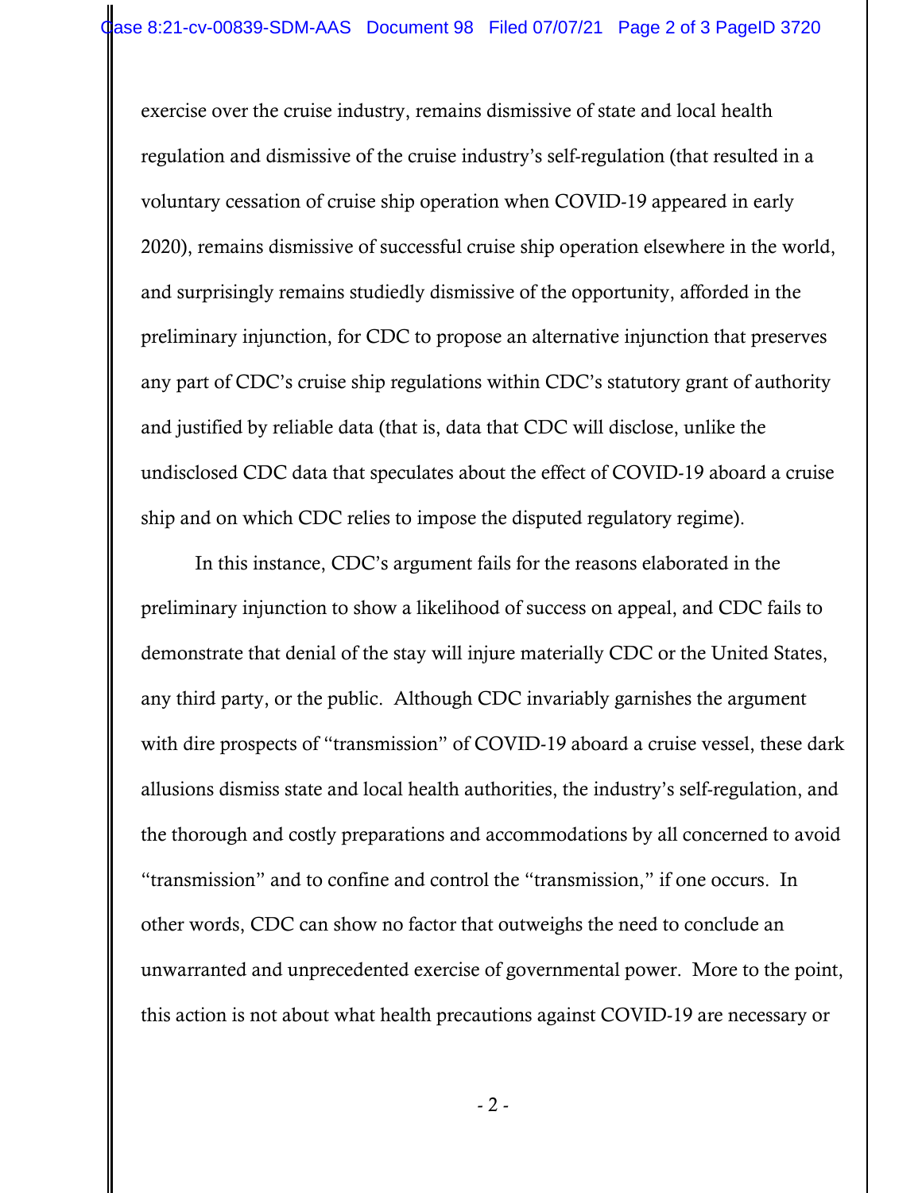exercise over the cruise industry, remains dismissive of state and local health regulation and dismissive of the cruise industry's self-regulation (that resulted in a voluntary cessation of cruise ship operation when COVID-19 appeared in early 2020), remains dismissive of successful cruise ship operation elsewhere in the world, and surprisingly remains studiedly dismissive of the opportunity, afforded in the preliminary injunction, for CDC to propose an alternative injunction that preserves any part of CDC's cruise ship regulations within CDC's statutory grant of authority and justified by reliable data (that is, data that CDC will disclose, unlike the undisclosed CDC data that speculates about the effect of COVID-19 aboard a cruise ship and on which CDC relies to impose the disputed regulatory regime).

In this instance, CDC's argument fails for the reasons elaborated in the preliminary injunction to show a likelihood of success on appeal, and CDC fails to demonstrate that denial of the stay will injure materially CDC or the United States, any third party, or the public. Although CDC invariably garnishes the argument with dire prospects of "transmission" of COVID-19 aboard a cruise vessel, these dark allusions dismiss state and local health authorities, the industry's self-regulation, and the thorough and costly preparations and accommodations by all concerned to avoid "transmission" and to confine and control the "transmission," if one occurs. In other words, CDC can show no factor that outweighs the need to conclude an unwarranted and unprecedented exercise of governmental power. More to the point, this action is not about what health precautions against COVID-19 are necessary or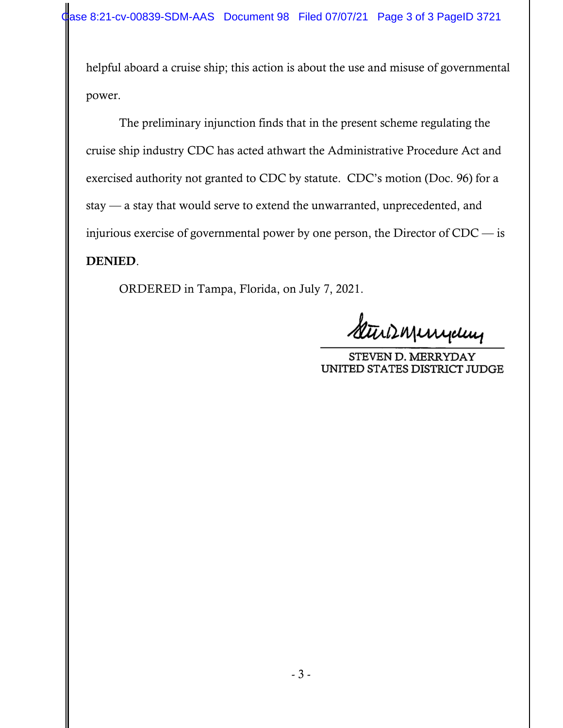helpful aboard a cruise ship; this action is about the use and misuse of governmental power.

The preliminary injunction finds that in the present scheme regulating the cruise ship industry CDC has acted athwart the Administrative Procedure Act and exercised authority not granted to CDC by statute. CDC's motion (Doc. 96) for a stay — a stay that would serve to extend the unwarranted, unprecedented, and injurious exercise of governmental power by one person, the Director of CDC — is **DENIED**.

ORDERED in Tampa, Florida, on July 7, 2021.

STEVEN D. MERRYDAY
UNITED STATES DISTRICT JUDGE